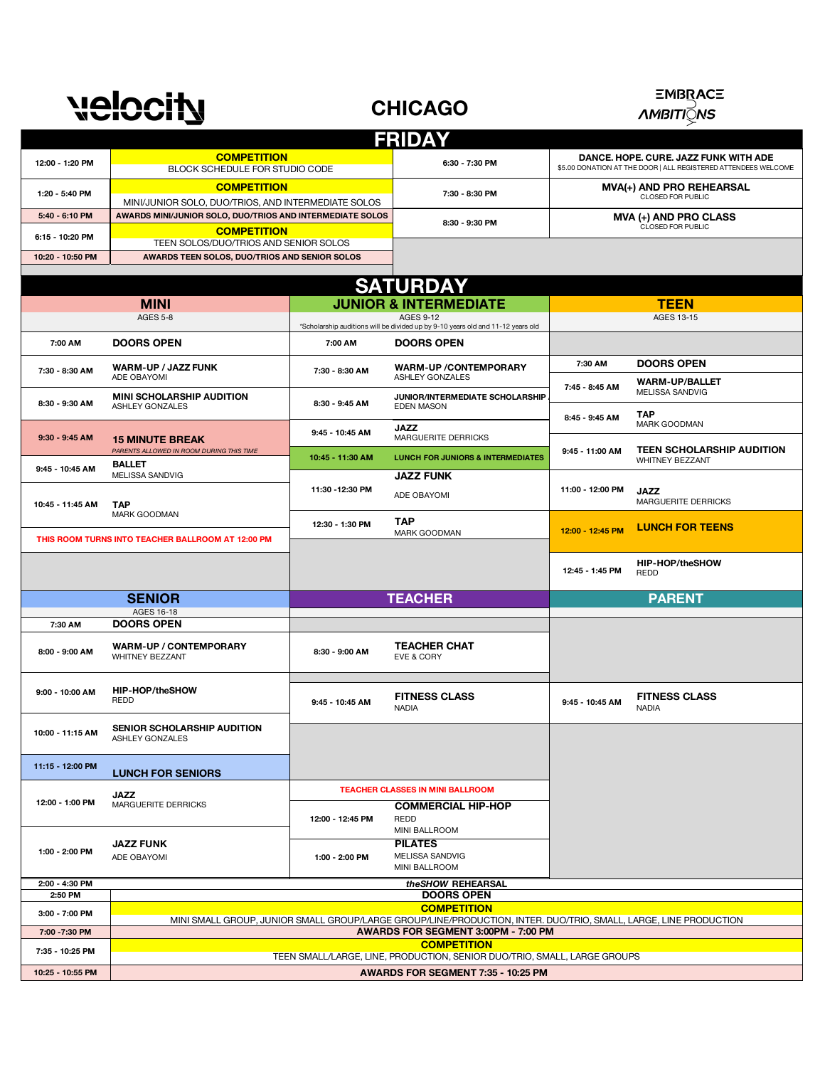velocity

# CHICAGO

EMBRACE AMBITIONS

## FRIDAY

| Time | Event | Time | Event |
|---|---|---|---|
| 12:00 - 1:20 PM | **COMPETITION** BLOCK SCHEDULE FOR STUDIO CODE | 6:30 - 7:30 PM | **DANCE. HOPE. CURE. JAZZ FUNK WITH ADE** $5.00 DONATION AT THE DOOR \| ALL REGISTERED ATTENDEES WELCOME |
| 1:20 - 5:40 PM | **COMPETITION** MINI/JUNIOR SOLO, DUO/TRIOS, AND INTERMEDIATE SOLOS | 7:30 - 8:30 PM | **MVA(+) AND PRO REHEARSAL** CLOSED FOR PUBLIC |
| 5:40 - 6:10 PM | **AWARDS MINI/JUNIOR SOLO, DUO/TRIOS AND INTERMEDIATE SOLOS** | 8:30 - 9:30 PM | **MVA (+) AND PRO CLASS** CLOSED FOR PUBLIC |
| 6:15 - 10:20 PM | **COMPETITION** TEEN SOLOS/DUO/TRIOS AND SENIOR SOLOS | | |
| 10:20 - 10:50 PM | **AWARDS TEEN SOLOS, DUO/TRIOS AND SENIOR SOLOS** | | |

## SATURDAY

### MINI (AGES 5-8)

| Time | Event |
|---|---|
| 7:00 AM | **DOORS OPEN** |
| 7:30 - 8:30 AM | **WARM-UP / JAZZ FUNK** ADE OBAYOMI |
| 8:30 - 9:30 AM | **MINI SCHOLARSHIP AUDITION** ASHLEY GONZALES |
| 9:30 - 9:45 AM | **15 MINUTE BREAK** *PARENTS ALLOWED IN ROOM DURING THIS TIME* |
| 9:45 - 10:45 AM | **BALLET** MELISSA SANDVIG |
| 10:45 - 11:45 AM | **TAP** MARK GOODMAN |

THIS ROOM TURNS INTO TEACHER BALLROOM AT 12:00 PM

### JUNIOR & INTERMEDIATE (AGES 9-12)

*Scholarship auditions will be divided up by 9-10 years old and 11-12 years old

| Time | Event |
|---|---|
| 7:00 AM | **DOORS OPEN** |
| 7:30 - 8:30 AM | **WARM-UP /CONTEMPORARY** ASHLEY GONZALES |
| 8:30 - 9:45 AM | **JUNIOR/INTERMEDIATE SCHOLARSHIP** EDEN MASON |
| 9:45 - 10:45 AM | **JAZZ** MARGUERITE DERRICKS |
| 10:45 - 11:30 AM | **LUNCH FOR JUNIORS & INTERMEDIATES** |
| 11:30 -12:30 PM | **JAZZ FUNK** ADE OBAYOMI |
| 12:30 - 1:30 PM | **TAP** MARK GOODMAN |

### TEEN (AGES 13-15)

| Time | Event |
|---|---|
| 7:30 AM | **DOORS OPEN** |
| 7:45 - 8:45 AM | **WARM-UP/BALLET** MELISSA SANDVIG |
| 8:45 - 9:45 AM | **TAP** MARK GOODMAN |
| 9:45 - 11:00 AM | **TEEN SCHOLARSHIP AUDITION** WHITNEY BEZZANT |
| 11:00 - 12:00 PM | **JAZZ** MARGUERITE DERRICKS |
| 12:00 - 12:45 PM | **LUNCH FOR TEENS** |
| 12:45 - 1:45 PM | **HIP-HOP/theSHOW** REDD |

### SENIOR (AGES 16-18)

| Time | Event |
|---|---|
| 7:30 AM | **DOORS OPEN** |
| 8:00 - 9:00 AM | **WARM-UP / CONTEMPORARY** WHITNEY BEZZANT |
| 9:00 - 10:00 AM | **HIP-HOP/theSHOW** REDD |
| 10:00 - 11:15 AM | **SENIOR SCHOLARSHIP AUDITION** ASHLEY GONZALES |
| 11:15 - 12:00 PM | **LUNCH FOR SENIORS** |
| 12:00 - 1:00 PM | **JAZZ** MARGUERITE DERRICKS |
| 1:00 - 2:00 PM | **JAZZ FUNK** ADE OBAYOMI |

### TEACHER

| Time | Event |
|---|---|
| 8:30 - 9:00 AM | **TEACHER CHAT** EVE & CORY |
| 9:45 - 10:45 AM | **FITNESS CLASS** NADIA |

TEACHER CLASSES IN MINI BALLROOM

| Time | Event |
|---|---|
| 12:00 - 12:45 PM | **COMMERCIAL HIP-HOP** REDD MINI BALLROOM |
| 1:00 - 2:00 PM | **PILATES** MELISSA SANDVIG MINI BALLROOM |

### PARENT

| Time | Event |
|---|---|
| 9:45 - 10:45 AM | **FITNESS CLASS** NADIA |

### SATURDAY EVENING

| Time | Event |
|---|---|
| 2:00 - 4:30 PM | ***theSHOW* REHEARSAL** |
| 2:50 PM | **DOORS OPEN** |
| 3:00 - 7:00 PM | **COMPETITION** MINI SMALL GROUP, JUNIOR SMALL GROUP/LARGE GROUP/LINE/PRODUCTION, INTER. DUO/TRIO, SMALL, LARGE, LINE PRODUCTION |
| 7:00 -7:30 PM | **AWARDS FOR SEGMENT 3:00PM - 7:00 PM** |
| 7:35 - 10:25 PM | **COMPETITION** TEEN SMALL/LARGE, LINE, PRODUCTION, SENIOR DUO/TRIO, SMALL, LARGE GROUPS |
| 10:25 - 10:55 PM | **AWARDS FOR SEGMENT 7:35 - 10:25 PM** |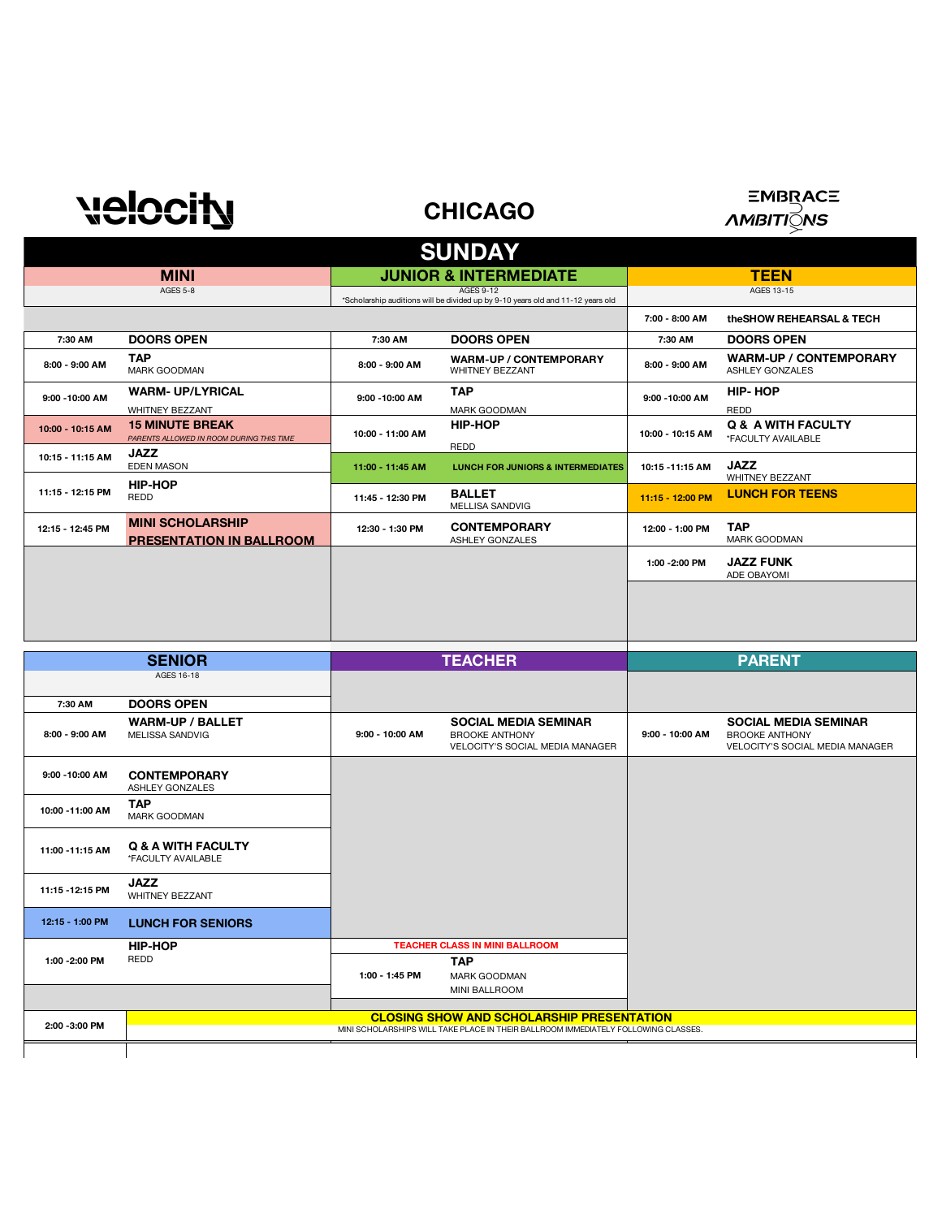velocity

# CHICAGO

EMBRACE AMBITIONS

## SUNDAY

### MINI
AGES 5-8

| Time | Class |
|---|---|
| 7:30 AM | **DOORS OPEN** |
| 8:00 - 9:00 AM | **TAP** MARK GOODMAN |
| 9:00 -10:00 AM | **WARM- UP/LYRICAL** WHITNEY BEZZANT |
| 10:00 - 10:15 AM | **15 MINUTE BREAK** *PARENTS ALLOWED IN ROOM DURING THIS TIME* |
| 10:15 - 11:15 AM | **JAZZ** EDEN MASON |
| 11:15 - 12:15 PM | **HIP-HOP** REDD |
| 12:15 - 12:45 PM | **MINI SCHOLARSHIP PRESENTATION IN BALLROOM** |

### JUNIOR & INTERMEDIATE
AGES 9-12

*Scholarship auditions will be divided up by 9-10 years old and 11-12 years old

| Time | Class |
|---|---|
| 7:30 AM | **DOORS OPEN** |
| 8:00 - 9:00 AM | **WARM-UP / CONTEMPORARY** WHITNEY BEZZANT |
| 9:00 -10:00 AM | **TAP** MARK GOODMAN |
| 10:00 - 11:00 AM | **HIP-HOP** REDD |
| 11:00 - 11:45 AM | **LUNCH FOR JUNIORS & INTERMEDIATES** |
| 11:45 - 12:30 PM | **BALLET** MELLISA SANDVIG |
| 12:30 - 1:30 PM | **CONTEMPORARY** ASHLEY GONZALES |

### TEEN
AGES 13-15

| Time | Class |
|---|---|
| 7:00 - 8:00 AM | **theSHOW REHEARSAL & TECH** |
| 7:30 AM | **DOORS OPEN** |
| 8:00 - 9:00 AM | **WARM-UP / CONTEMPORARY** ASHLEY GONZALES |
| 9:00 -10:00 AM | **HIP- HOP** REDD |
| 10:00 - 10:15 AM | **Q & A WITH FACULTY** *FACULTY AVAILABLE |
| 10:15 -11:15 AM | **JAZZ** WHITNEY BEZZANT |
| 11:15 - 12:00 PM | **LUNCH FOR TEENS** |
| 12:00 - 1:00 PM | **TAP** MARK GOODMAN |
| 1:00 -2:00 PM | **JAZZ FUNK** ADE OBAYOMI |

### SENIOR
AGES 16-18

| Time | Class |
|---|---|
| 7:30 AM | **DOORS OPEN** |
| 8:00 - 9:00 AM | **WARM-UP / BALLET** MELISSA SANDVIG |
| 9:00 -10:00 AM | **CONTEMPORARY** ASHLEY GONZALES |
| 10:00 -11:00 AM | **TAP** MARK GOODMAN |
| 11:00 -11:15 AM | **Q & A WITH FACULTY** *FACULTY AVAILABLE |
| 11:15 -12:15 PM | **JAZZ** WHITNEY BEZZANT |
| 12:15 - 1:00 PM | **LUNCH FOR SENIORS** |
| 1:00 -2:00 PM | **HIP-HOP** REDD |

### TEACHER

| Time | Class |
|---|---|
| 9:00 - 10:00 AM | **SOCIAL MEDIA SEMINAR** BROOKE ANTHONY VELOCITY'S SOCIAL MEDIA MANAGER |
| | **TEACHER CLASS IN MINI BALLROOM** |
| 1:00 - 1:45 PM | **TAP** MARK GOODMAN MINI BALLROOM |

### PARENT

| Time | Class |
|---|---|
| 9:00 - 10:00 AM | **SOCIAL MEDIA SEMINAR** BROOKE ANTHONY VELOCITY'S SOCIAL MEDIA MANAGER |

### 2:00 -3:00 PM — CLOSING SHOW AND SCHOLARSHIP PRESENTATION

MINI SCHOLARSHIPS WILL TAKE PLACE IN THEIR BALLROOM IMMEDIATELY FOLLOWING CLASSES.